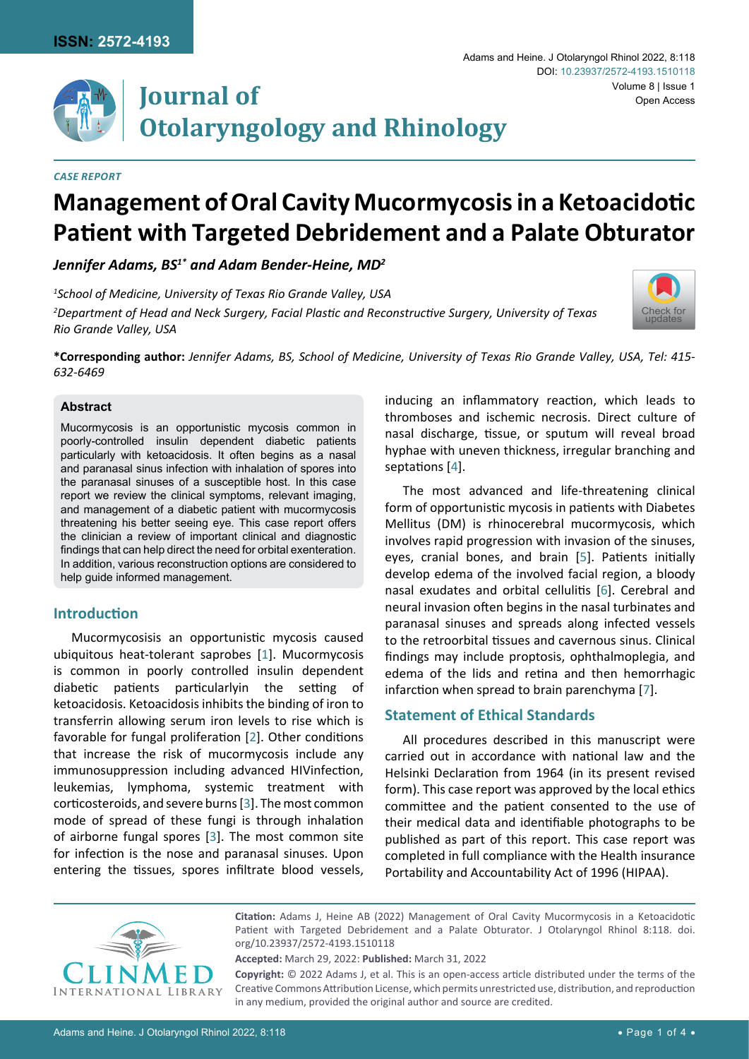*CASE REPORT*

# Management of Oral Cavity Mucormycosis in a Ketoacidotic Patient with Targeted Debridement and a Palate Obturator

***Jennifer Adams, BS[1*] and Adam Bender-Heine, MD[2]***

*[1]School of Medicine, University of Texas Rio Grande Valley, USA*

*[2]Department of Head and Neck Surgery, Facial Plastic and Reconstructive Surgery, University of Texas Rio Grande Valley, USA*

**\*Corresponding author:** *Jennifer Adams, BS, School of Medicine, University of Texas Rio Grande Valley, USA, Tel: 415-632-6469*

### Abstract

Mucormycosis is an opportunistic mycosis common in poorly-controlled insulin dependent diabetic patients particularly with ketoacidosis. It often begins as a nasal and paranasal sinus infection with inhalation of spores into the paranasal sinuses of a susceptible host. In this case report we review the clinical symptoms, relevant imaging, and management of a diabetic patient with mucormycosis threatening his better seeing eye. This case report offers the clinician a review of important clinical and diagnostic findings that can help direct the need for orbital exenteration. In addition, various reconstruction options are considered to help guide informed management.

## Introduction

Mucormycosisis an opportunistic mycosis caused ubiquitous heat-tolerant saprobes [1]. Mucormycosis is common in poorly controlled insulin dependent diabetic patients particularlyin the setting of ketoacidosis. Ketoacidosis inhibits the binding of iron to transferrin allowing serum iron levels to rise which is favorable for fungal proliferation [2]. Other conditions that increase the risk of mucormycosis include any immunosuppression including advanced HIVinfection, leukemias, lymphoma, systemic treatment with corticosteroids, and severe burns [3]. The most common mode of spread of these fungi is through inhalation of airborne fungal spores [3]. The most common site for infection is the nose and paranasal sinuses. Upon entering the tissues, spores infiltrate blood vessels, inducing an inflammatory reaction, which leads to thromboses and ischemic necrosis. Direct culture of nasal discharge, tissue, or sputum will reveal broad hyphae with uneven thickness, irregular branching and septations [4].

The most advanced and life-threatening clinical form of opportunistic mycosis in patients with Diabetes Mellitus (DM) is rhinocerebral mucormycosis, which involves rapid progression with invasion of the sinuses, eyes, cranial bones, and brain [5]. Patients initially develop edema of the involved facial region, a bloody nasal exudates and orbital cellulitis [6]. Cerebral and neural invasion often begins in the nasal turbinates and paranasal sinuses and spreads along infected vessels to the retroorbital tissues and cavernous sinus. Clinical findings may include proptosis, ophthalmoplegia, and edema of the lids and retina and then hemorrhagic infarction when spread to brain parenchyma [7].

## Statement of Ethical Standards

All procedures described in this manuscript were carried out in accordance with national law and the Helsinki Declaration from 1964 (in its present revised form). This case report was approved by the local ethics committee and the patient consented to the use of their medical data and identifiable photographs to be published as part of this report. This case report was completed in full compliance with the Health insurance Portability and Accountability Act of 1996 (HIPAA).

**Citation:** Adams J, Heine AB (2022) Management of Oral Cavity Mucormycosis in a Ketoacidotic Patient with Targeted Debridement and a Palate Obturator. J Otolaryngol Rhinol 8:118. doi.org/10.23937/2572-4193.1510118

**Accepted:** March 29, 2022: **Published:** March 31, 2022

**Copyright:** © 2022 Adams J, et al. This is an open-access article distributed under the terms of the Creative Commons Attribution License, which permits unrestricted use, distribution, and reproduction in any medium, provided the original author and source are credited.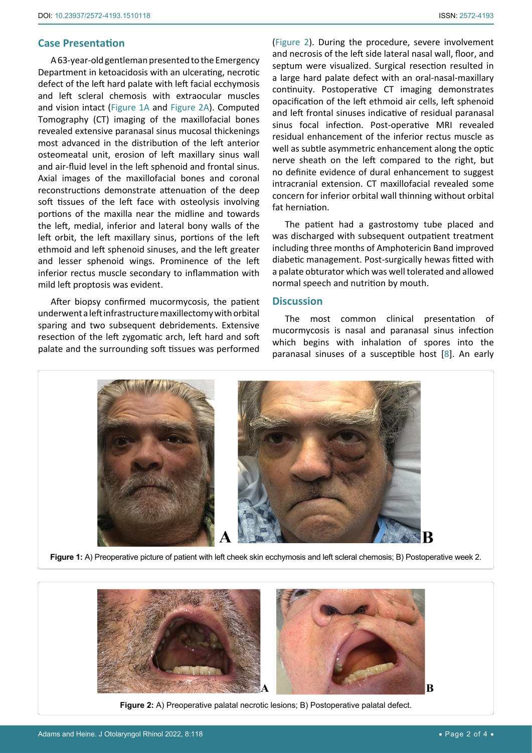## Case Presentation

A 63-year-old gentleman presented to the Emergency Department in ketoacidosis with an ulcerating, necrotic defect of the left hard palate with left facial ecchymosis and left scleral chemosis with extraocular muscles and vision intact (Figure 1A and Figure 2A). Computed Tomography (CT) imaging of the maxillofacial bones revealed extensive paranasal sinus mucosal thickenings most advanced in the distribution of the left anterior osteomeatal unit, erosion of left maxillary sinus wall and air-fluid level in the left sphenoid and frontal sinus. Axial images of the maxillofacial bones and coronal reconstructions demonstrate attenuation of the deep soft tissues of the left face with osteolysis involving portions of the maxilla near the midline and towards the left, medial, inferior and lateral bony walls of the left orbit, the left maxillary sinus, portions of the left ethmoid and left sphenoid sinuses, and the left greater and lesser sphenoid wings. Prominence of the left inferior rectus muscle secondary to inflammation with mild left proptosis was evident.

After biopsy confirmed mucormycosis, the patient underwent a left infrastructure maxillectomy with orbital sparing and two subsequent debridements. Extensive resection of the left zygomatic arch, left hard and soft palate and the surrounding soft tissues was performed (Figure 2). During the procedure, severe involvement and necrosis of the left side lateral nasal wall, floor, and septum were visualized. Surgical resection resulted in a large hard palate defect with an oral-nasal-maxillary continuity. Postoperative CT imaging demonstrates opacification of the left ethmoid air cells, left sphenoid and left frontal sinuses indicative of residual paranasal sinus focal infection. Post-operative MRI revealed residual enhancement of the inferior rectus muscle as well as subtle asymmetric enhancement along the optic nerve sheath on the left compared to the right, but no definite evidence of dural enhancement to suggest intracranial extension. CT maxillofacial revealed some concern for inferior orbital wall thinning without orbital fat herniation.

The patient had a gastrostomy tube placed and was discharged with subsequent outpatient treatment including three months of Amphotericin Band improved diabetic management. Post-surgically hewas fitted with a palate obturator which was well tolerated and allowed normal speech and nutrition by mouth.

## Discussion

The most common clinical presentation of mucormycosis is nasal and paranasal sinus infection which begins with inhalation of spores into the paranasal sinuses of a susceptible host [8]. An early

**Figure 1:** A) Preoperative picture of patient with left cheek skin ecchymosis and left scleral chemosis; B) Postoperative week 2.

**Figure 2:** A) Preoperative palatal necrotic lesions; B) Postoperative palatal defect.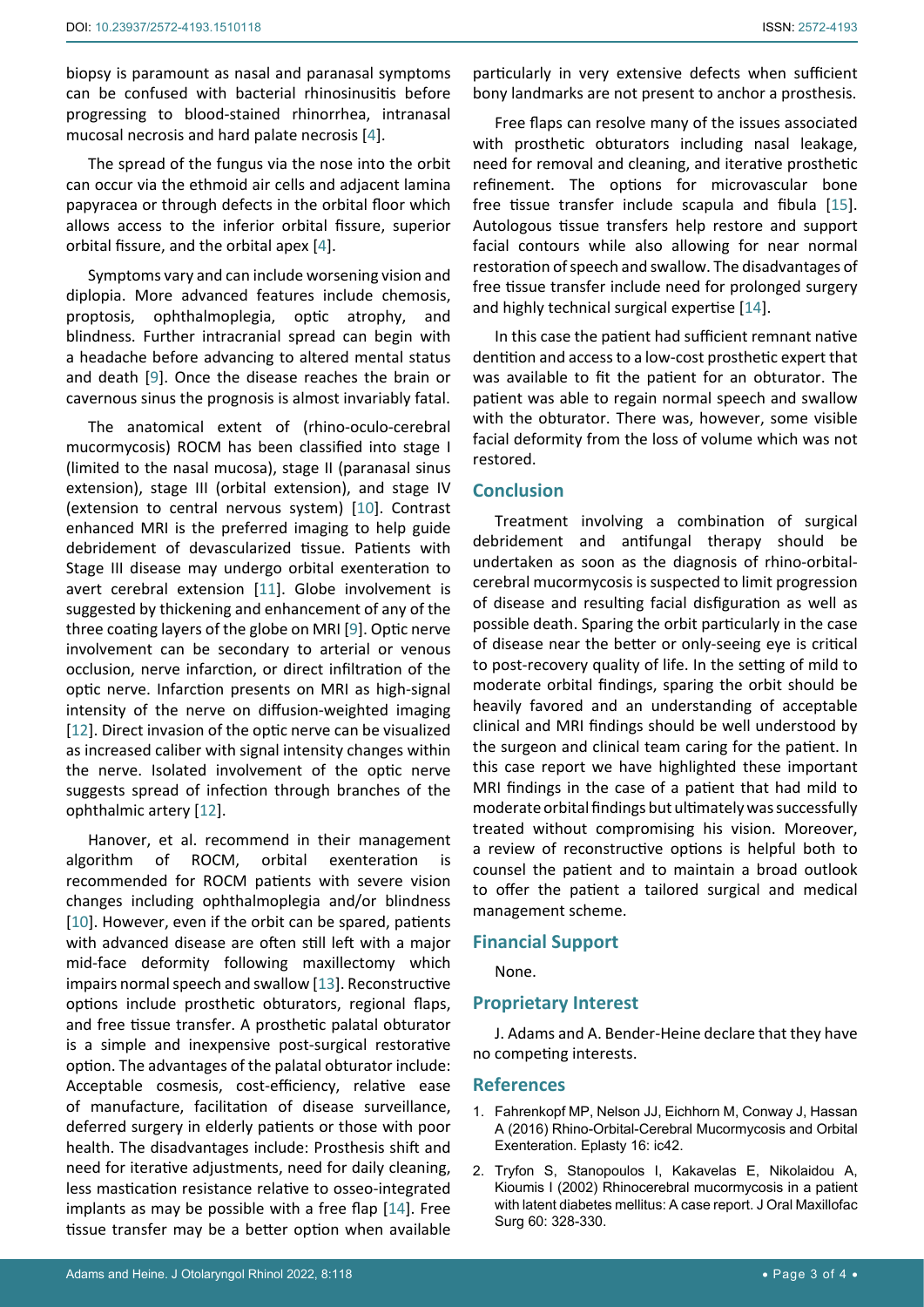biopsy is paramount as nasal and paranasal symptoms can be confused with bacterial rhinosinusitis before progressing to blood-stained rhinorrhea, intranasal mucosal necrosis and hard palate necrosis [4].

The spread of the fungus via the nose into the orbit can occur via the ethmoid air cells and adjacent lamina papyracea or through defects in the orbital floor which allows access to the inferior orbital fissure, superior orbital fissure, and the orbital apex [4].

Symptoms vary and can include worsening vision and diplopia. More advanced features include chemosis, proptosis, ophthalmoplegia, optic atrophy, and blindness. Further intracranial spread can begin with a headache before advancing to altered mental status and death [9]. Once the disease reaches the brain or cavernous sinus the prognosis is almost invariably fatal.

The anatomical extent of (rhino-oculo-cerebral mucormycosis) ROCM has been classified into stage I (limited to the nasal mucosa), stage II (paranasal sinus extension), stage III (orbital extension), and stage IV (extension to central nervous system) [10]. Contrast enhanced MRI is the preferred imaging to help guide debridement of devascularized tissue. Patients with Stage III disease may undergo orbital exenteration to avert cerebral extension [11]. Globe involvement is suggested by thickening and enhancement of any of the three coating layers of the globe on MRI [9]. Optic nerve involvement can be secondary to arterial or venous occlusion, nerve infarction, or direct infiltration of the optic nerve. Infarction presents on MRI as high-signal intensity of the nerve on diffusion-weighted imaging [12]. Direct invasion of the optic nerve can be visualized as increased caliber with signal intensity changes within the nerve. Isolated involvement of the optic nerve suggests spread of infection through branches of the ophthalmic artery [12].

Hanover, et al. recommend in their management algorithm of ROCM, orbital exenteration is recommended for ROCM patients with severe vision changes including ophthalmoplegia and/or blindness [10]. However, even if the orbit can be spared, patients with advanced disease are often still left with a major mid-face deformity following maxillectomy which impairs normal speech and swallow [13]. Reconstructive options include prosthetic obturators, regional flaps, and free tissue transfer. A prosthetic palatal obturator is a simple and inexpensive post-surgical restorative option. The advantages of the palatal obturator include: Acceptable cosmesis, cost-efficiency, relative ease of manufacture, facilitation of disease surveillance, deferred surgery in elderly patients or those with poor health. The disadvantages include: Prosthesis shift and need for iterative adjustments, need for daily cleaning, less mastication resistance relative to osseo-integrated implants as may be possible with a free flap [14]. Free tissue transfer may be a better option when available particularly in very extensive defects when sufficient bony landmarks are not present to anchor a prosthesis.

Free flaps can resolve many of the issues associated with prosthetic obturators including nasal leakage, need for removal and cleaning, and iterative prosthetic refinement. The options for microvascular bone free tissue transfer include scapula and fibula [15]. Autologous tissue transfers help restore and support facial contours while also allowing for near normal restoration of speech and swallow. The disadvantages of free tissue transfer include need for prolonged surgery and highly technical surgical expertise [14].

In this case the patient had sufficient remnant native dentition and access to a low-cost prosthetic expert that was available to fit the patient for an obturator. The patient was able to regain normal speech and swallow with the obturator. There was, however, some visible facial deformity from the loss of volume which was not restored.

## Conclusion

Treatment involving a combination of surgical debridement and antifungal therapy should be undertaken as soon as the diagnosis of rhino-orbital-cerebral mucormycosis is suspected to limit progression of disease and resulting facial disfiguration as well as possible death. Sparing the orbit particularly in the case of disease near the better or only-seeing eye is critical to post-recovery quality of life. In the setting of mild to moderate orbital findings, sparing the orbit should be heavily favored and an understanding of acceptable clinical and MRI findings should be well understood by the surgeon and clinical team caring for the patient. In this case report we have highlighted these important MRI findings in the case of a patient that had mild to moderate orbital findings but ultimately was successfully treated without compromising his vision. Moreover, a review of reconstructive options is helpful both to counsel the patient and to maintain a broad outlook to offer the patient a tailored surgical and medical management scheme.

## Financial Support

None.

## Proprietary Interest

J. Adams and A. Bender-Heine declare that they have no competing interests.

## References

1. Fahrenkopf MP, Nelson JJ, Eichhorn M, Conway J, Hassan A (2016) Rhino-Orbital-Cerebral Mucormycosis and Orbital Exenteration. Eplasty 16: ic42.
2. Tryfon S, Stanopoulos I, Kakavelas E, Nikolaidou A, Kioumis I (2002) Rhinocerebral mucormycosis in a patient with latent diabetes mellitus: A case report. J Oral Maxillofac Surg 60: 328-330.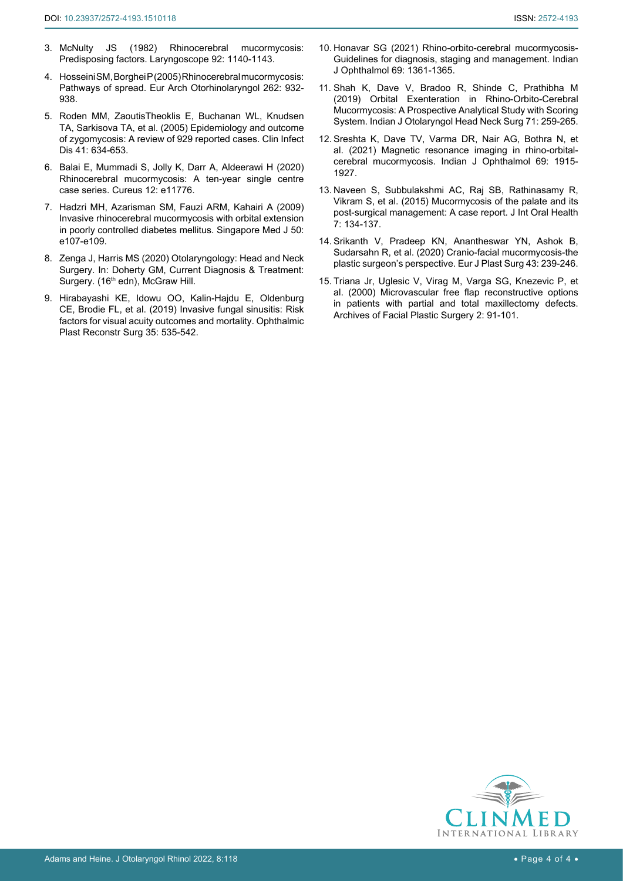3. McNulty JS (1982) Rhinocerebral mucormycosis: Predisposing factors. Laryngoscope 92: 1140-1143.
4. Hosseini SM, Borghei P (2005) Rhinocerebral mucormycosis: Pathways of spread. Eur Arch Otorhinolaryngol 262: 932-938.
5. Roden MM, ZaoutisTheoklis E, Buchanan WL, Knudsen TA, Sarkisova TA, et al. (2005) Epidemiology and outcome of zygomycosis: A review of 929 reported cases. Clin Infect Dis 41: 634-653.
6. Balai E, Mummadi S, Jolly K, Darr A, Aldeerawi H (2020) Rhinocerebral mucormycosis: A ten-year single centre case series. Cureus 12: e11776.
7. Hadzri MH, Azarisman SM, Fauzi ARM, Kahairi A (2009) Invasive rhinocerebral mucormycosis with orbital extension in poorly controlled diabetes mellitus. Singapore Med J 50: e107-e109.
8. Zenga J, Harris MS (2020) Otolaryngology: Head and Neck Surgery. In: Doherty GM, Current Diagnosis & Treatment: Surgery. (16th edn), McGraw Hill.
9. Hirabayashi KE, Idowu OO, Kalin-Hajdu E, Oldenburg CE, Brodie FL, et al. (2019) Invasive fungal sinusitis: Risk factors for visual acuity outcomes and mortality. Ophthalmic Plast Reconstr Surg 35: 535-542.
10. Honavar SG (2021) Rhino-orbito-cerebral mucormycosis-Guidelines for diagnosis, staging and management. Indian J Ophthalmol 69: 1361-1365.
11. Shah K, Dave V, Bradoo R, Shinde C, Prathibha M (2019) Orbital Exenteration in Rhino-Orbito-Cerebral Mucormycosis: A Prospective Analytical Study with Scoring System. Indian J Otolaryngol Head Neck Surg 71: 259-265.
12. Sreshta K, Dave TV, Varma DR, Nair AG, Bothra N, et al. (2021) Magnetic resonance imaging in rhino-orbital-cerebral mucormycosis. Indian J Ophthalmol 69: 1915-1927.
13. Naveen S, Subbulakshmi AC, Raj SB, Rathinasamy R, Vikram S, et al. (2015) Mucormycosis of the palate and its post-surgical management: A case report. J Int Oral Health 7: 134-137.
14. Srikanth V, Pradeep KN, Anantheswar YN, Ashok B, Sudarsahn R, et al. (2020) Cranio-facial mucormycosis-the plastic surgeon's perspective. Eur J Plast Surg 43: 239-246.
15. Triana Jr, Uglesic V, Virag M, Varga SG, Knezevic P, et al. (2000) Microvascular free flap reconstructive options in patients with partial and total maxillectomy defects. Archives of Facial Plastic Surgery 2: 91-101.